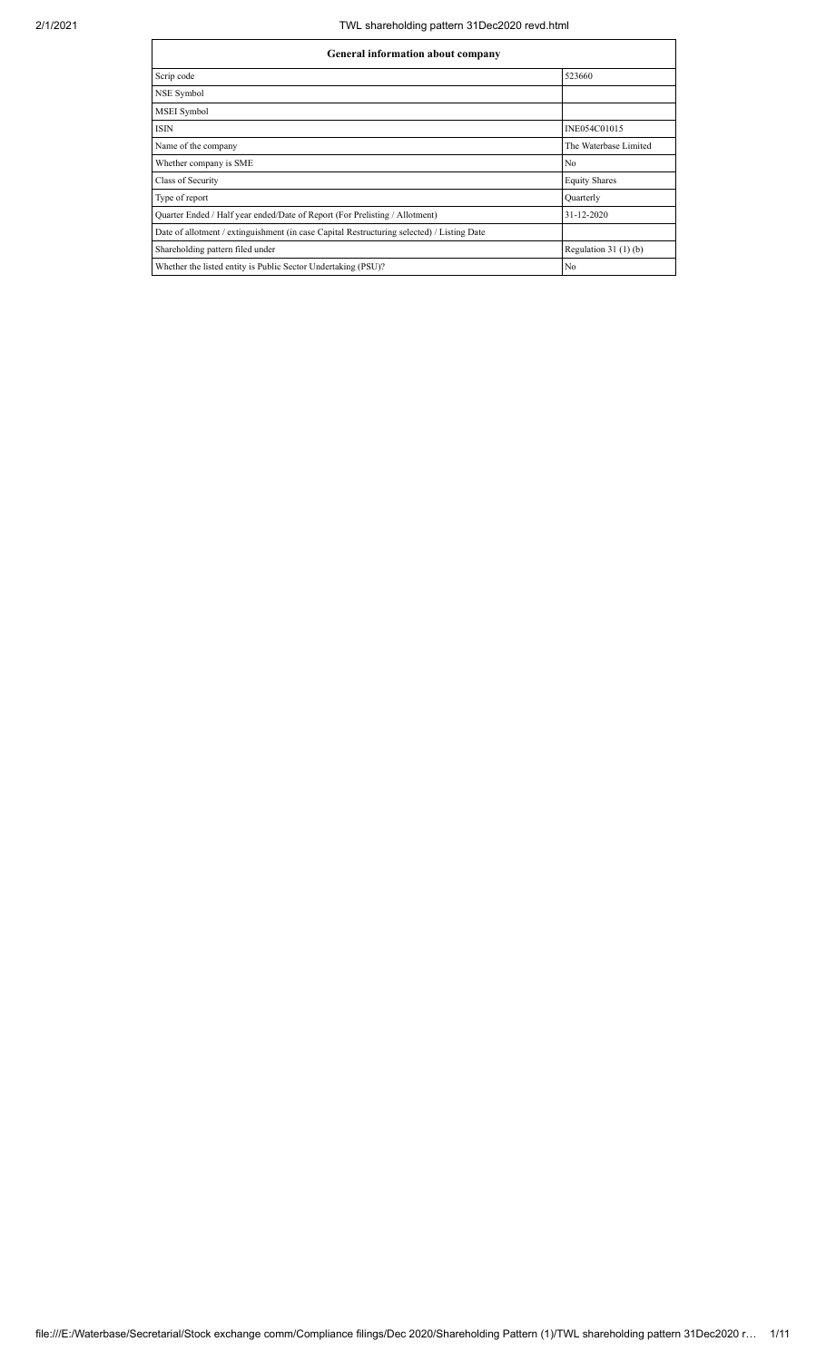| General information about company | |
|---|---|
| Scrip code | 523660 |
| NSE Symbol | |
| MSEI Symbol | |
| ISIN | INE054C01015 |
| Name of the company | The Waterbase Limited |
| Whether company is SME | No |
| Class of Security | Equity Shares |
| Type of report | Quarterly |
| Quarter Ended / Half year ended/Date of Report (For Prelisting / Allotment) | 31-12-2020 |
| Date of allotment / extinguishment (in case Capital Restructuring selected) / Listing Date | |
| Shareholding pattern filed under | Regulation 31 (1) (b) |
| Whether the listed entity is Public Sector Undertaking (PSU)? | No |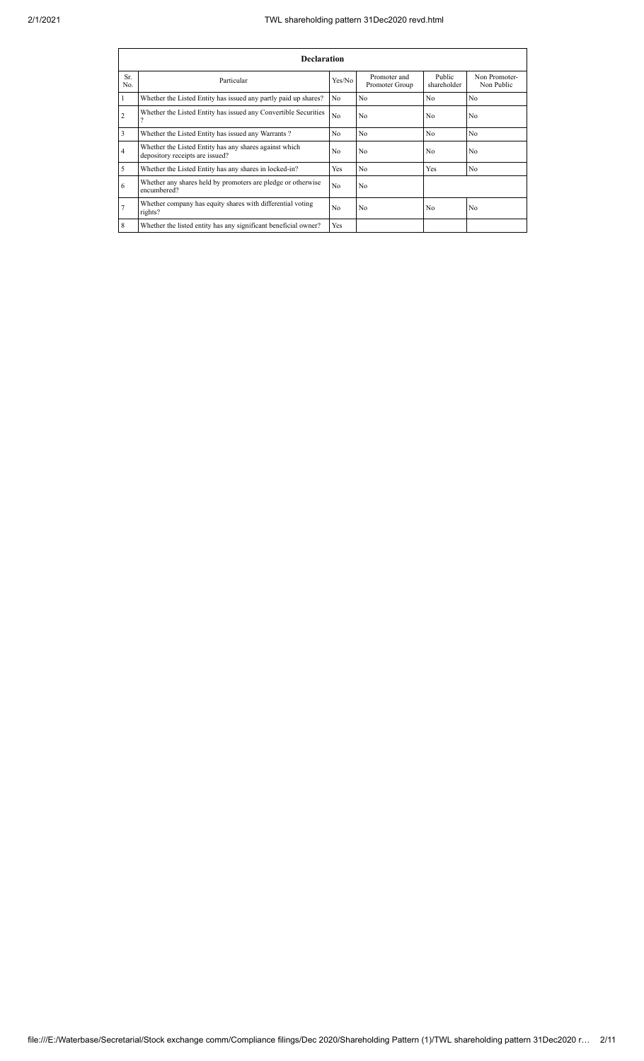| Declaration | | | | | |
|---|---|---|---|---|---|
| Sr. No. | Particular | Yes/No | Promoter and Promoter Group | Public shareholder | Non Promoter- Non Public |
| 1 | Whether the Listed Entity has issued any partly paid up shares? | No | No | No | No |
| 2 | Whether the Listed Entity has issued any Convertible Securities ? | No | No | No | No |
| 3 | Whether the Listed Entity has issued any Warrants ? | No | No | No | No |
| 4 | Whether the Listed Entity has any shares against which depository receipts are issued? | No | No | No | No |
| 5 | Whether the Listed Entity has any shares in locked-in? | Yes | No | Yes | No |
| 6 | Whether any shares held by promoters are pledge or otherwise encumbered? | No | No | | |
| 7 | Whether company has equity shares with differential voting rights? | No | No | No | No |
| 8 | Whether the listed entity has any significant beneficial owner? | Yes | | | |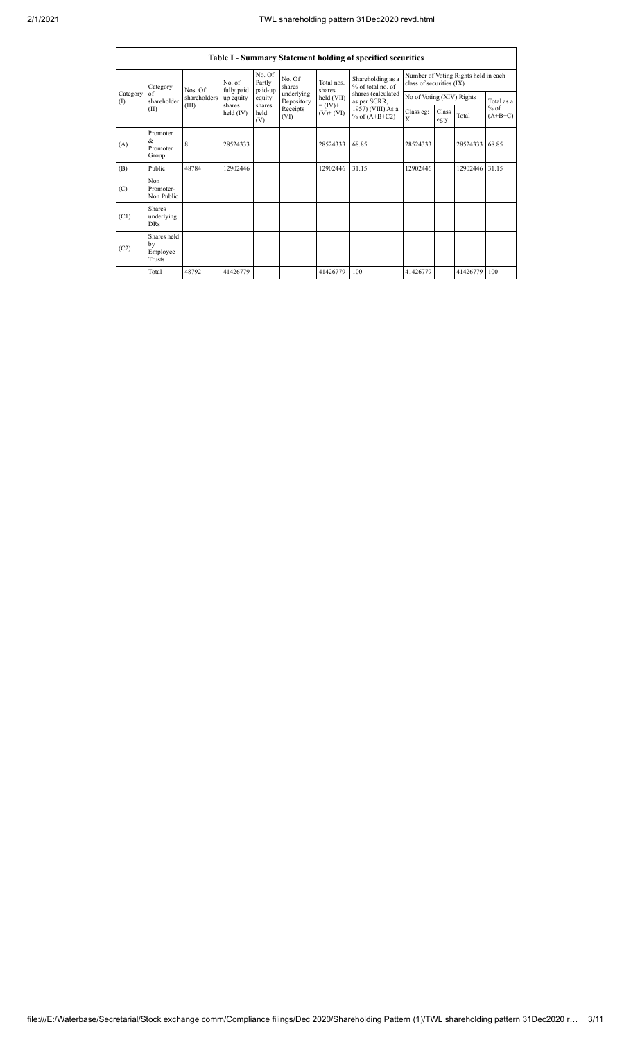| Table I - Summary Statement holding of specified securities | | | | | | | | | | | | |
|---|---|---|---|---|---|---|---|---|---|---|---|---|
| Category (I) | Category of shareholder (II) | Nos. Of shareholders (III) | No. of fully paid up equity shares held (IV) | No. Of Partly paid-up equity shares held (V) | No. Of shares underlying Depository Receipts (VI) | Total nos. shares held (VII) = (IV)+ (V)+ (VI) | Shareholding as a % of total no. of shares (calculated as per SCRR, 1957) (VIII) As a % of (A+B+C2) | Number of Voting Rights held in each class of securities (IX) | | | |
| | | | | | | | | No of Voting (XIV) Rights | | | Total as a % of (A+B+C) |
| | | | | | | | | Class eg: X | Class eg:y | Total | |
| (A) | Promoter & Promoter Group | 8 | 28524333 | | | 28524333 | 68.85 | 28524333 | | 28524333 | 68.85 |
| (B) | Public | 48784 | 12902446 | | | 12902446 | 31.15 | 12902446 | | 12902446 | 31.15 |
| (C) | Non Promoter- Non Public | | | | | | | | | | |
| (C1) | Shares underlying DRs | | | | | | | | | | |
| (C2) | Shares held by Employee Trusts | | | | | | | | | | |
| | Total | 48792 | 41426779 | | | 41426779 | 100 | 41426779 | | 41426779 | 100 |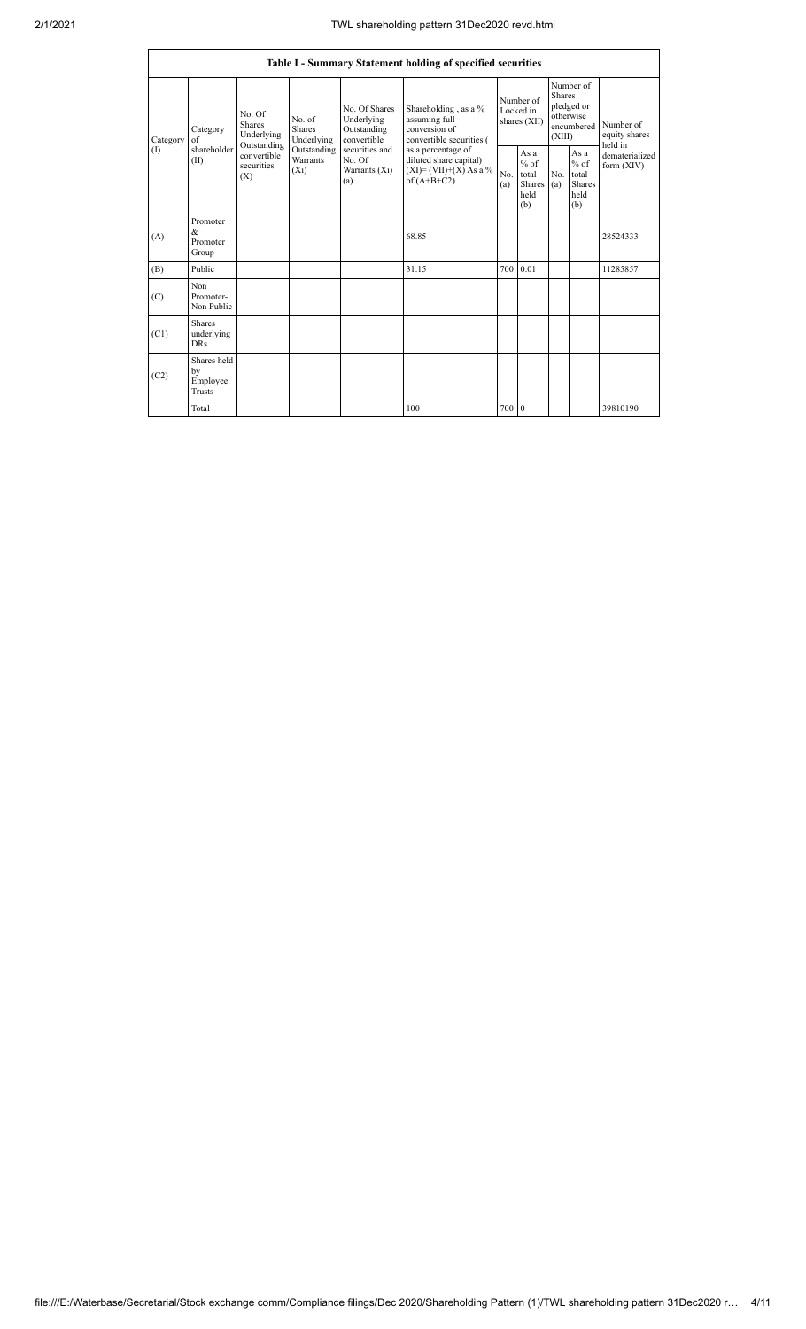| Table I - Summary Statement holding of specified securities | | | | | | | | | | | |
|---|---|---|---|---|---|---|---|---|---|---|---|
| Category (I) | Category of shareholder (II) | No. Of Shares Underlying Outstanding convertible securities (X) | No. of Shares Underlying Outstanding Warrants (Xi) | No. Of Shares Underlying Outstanding convertible securities and No. Of Warrants (Xi) (a) | Shareholding , as a % assuming full conversion of convertible securities ( as a percentage of diluted share capital) (XI)= (VII)+(X) As a % of (A+B+C2) | Number of Locked in shares (XII) | | Number of Shares pledged or otherwise encumbered (XIII) | | Number of equity shares held in dematerialized form (XIV) |
| | | | | | | No. (a) | As a % of total Shares held (b) | No. (a) | As a % of total Shares held (b) | |
| (A) | Promoter & Promoter Group | | | | 68.85 | | | | | 28524333 |
| (B) | Public | | | | 31.15 | 700 | 0.01 | | | 11285857 |
| (C) | Non Promoter- Non Public | | | | | | | | | |
| (C1) | Shares underlying DRs | | | | | | | | | |
| (C2) | Shares held by Employee Trusts | | | | | | | | | |
| | Total | | | | 100 | 700 | 0 | | | 39810190 |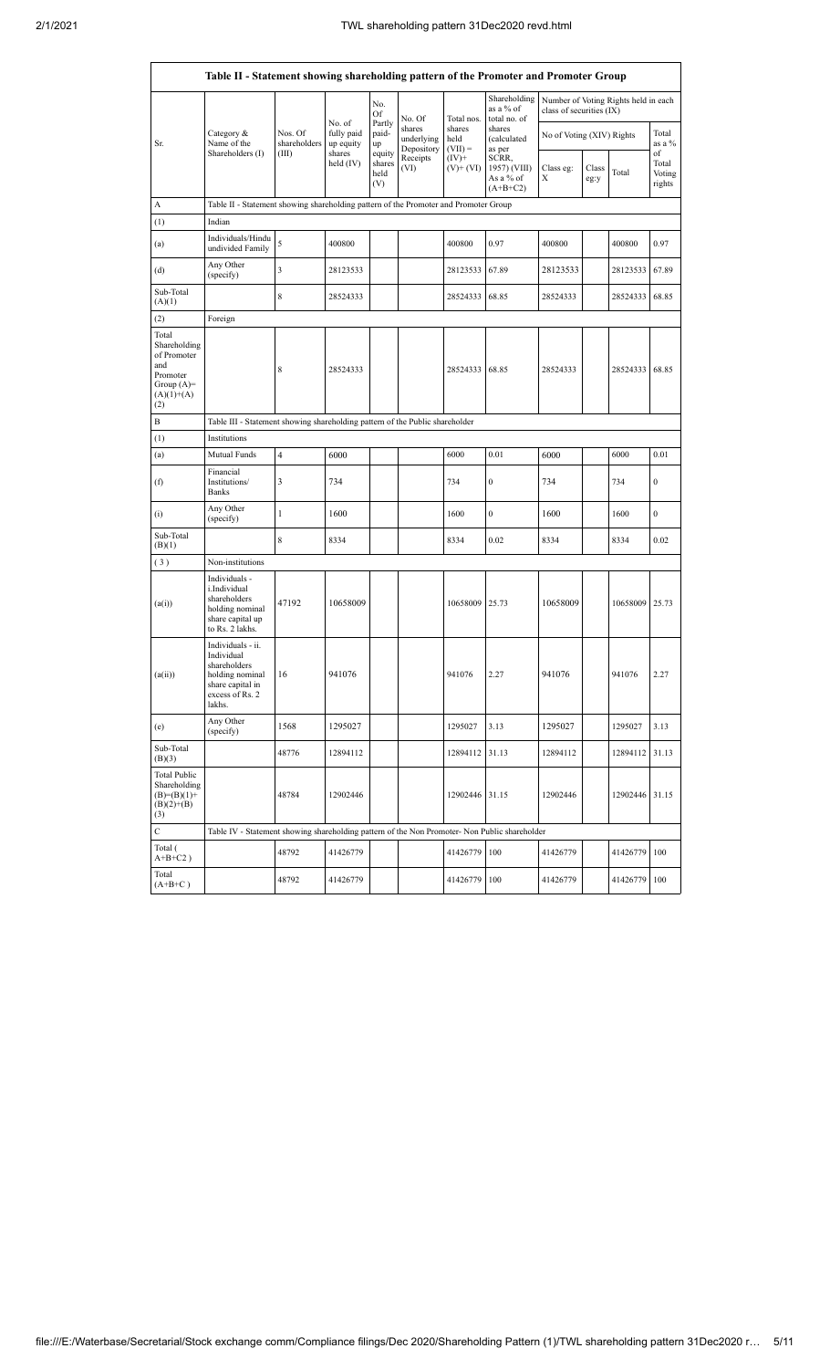| Table II - Statement showing shareholding pattern of the Promoter and Promoter Group | | | | | | | | | | | |
|---|---|---|---|---|---|---|---|---|---|---|---|
| Sr. | Category & Name of the Shareholders (I) | Nos. Of shareholders (III) | No. of fully paid up equity shares held (IV) | No. Of Partly paid-up equity shares held (V) | No. Of shares underlying Depository Receipts (VI) | Total nos. shares held (VII) = (IV)+ (V)+ (VI) | Shareholding as a % of total no. of shares (calculated as per SCRR, 1957) (VIII) As a % of (A+B+C2) | Number of Voting Rights held in each class of securities (IX) | | | |
| | | | | | | | | No of Voting (XIV) Rights | | | Total as a % of Total Voting rights |
| | | | | | | | | Class eg: X | Class eg:y | Total | |
| A | Table II - Statement showing shareholding pattern of the Promoter and Promoter Group | | | | | | | | | | |
| (1) | Indian | | | | | | | | | | |
| (a) | Individuals/Hindu undivided Family | 5 | 400800 | | | 400800 | 0.97 | 400800 | | 400800 | 0.97 |
| (d) | Any Other (specify) | 3 | 28123533 | | | 28123533 | 67.89 | 28123533 | | 28123533 | 67.89 |
| Sub-Total (A)(1) | | 8 | 28524333 | | | 28524333 | 68.85 | 28524333 | | 28524333 | 68.85 |
| (2) | Foreign | | | | | | | | | | |
| Total Shareholding of Promoter and Promoter Group (A)= (A)(1)+(A)(2) | | 8 | 28524333 | | | 28524333 | 68.85 | 28524333 | | 28524333 | 68.85 |
| B | Table III - Statement showing shareholding pattern of the Public shareholder | | | | | | | | | | |
| (1) | Institutions | | | | | | | | | | |
| (a) | Mutual Funds | 4 | 6000 | | | 6000 | 0.01 | 6000 | | 6000 | 0.01 |
| (f) | Financial Institutions/ Banks | 3 | 734 | | | 734 | 0 | 734 | | 734 | 0 |
| (i) | Any Other (specify) | 1 | 1600 | | | 1600 | 0 | 1600 | | 1600 | 0 |
| Sub-Total (B)(1) | | 8 | 8334 | | | 8334 | 0.02 | 8334 | | 8334 | 0.02 |
| (3) | Non-institutions | | | | | | | | | | |
| (a(i)) | Individuals - i.Individual shareholders holding nominal share capital up to Rs. 2 lakhs. | 47192 | 10658009 | | | 10658009 | 25.73 | 10658009 | | 10658009 | 25.73 |
| (a(ii)) | Individuals - ii. Individual shareholders holding nominal share capital in excess of Rs. 2 lakhs. | 16 | 941076 | | | 941076 | 2.27 | 941076 | | 941076 | 2.27 |
| (e) | Any Other (specify) | 1568 | 1295027 | | | 1295027 | 3.13 | 1295027 | | 1295027 | 3.13 |
| Sub-Total (B)(3) | | 48776 | 12894112 | | | 12894112 | 31.13 | 12894112 | | 12894112 | 31.13 |
| Total Public Shareholding (B)=(B)(1)+(B)(2)+(B)(3) | | 48784 | 12902446 | | | 12902446 | 31.15 | 12902446 | | 12902446 | 31.15 |
| C | Table IV - Statement showing shareholding pattern of the Non Promoter- Non Public shareholder | | | | | | | | | | |
| Total ( A+B+C2 ) | | 48792 | 41426779 | | | 41426779 | 100 | 41426779 | | 41426779 | 100 |
| Total (A+B+C ) | | 48792 | 41426779 | | | 41426779 | 100 | 41426779 | | 41426779 | 100 |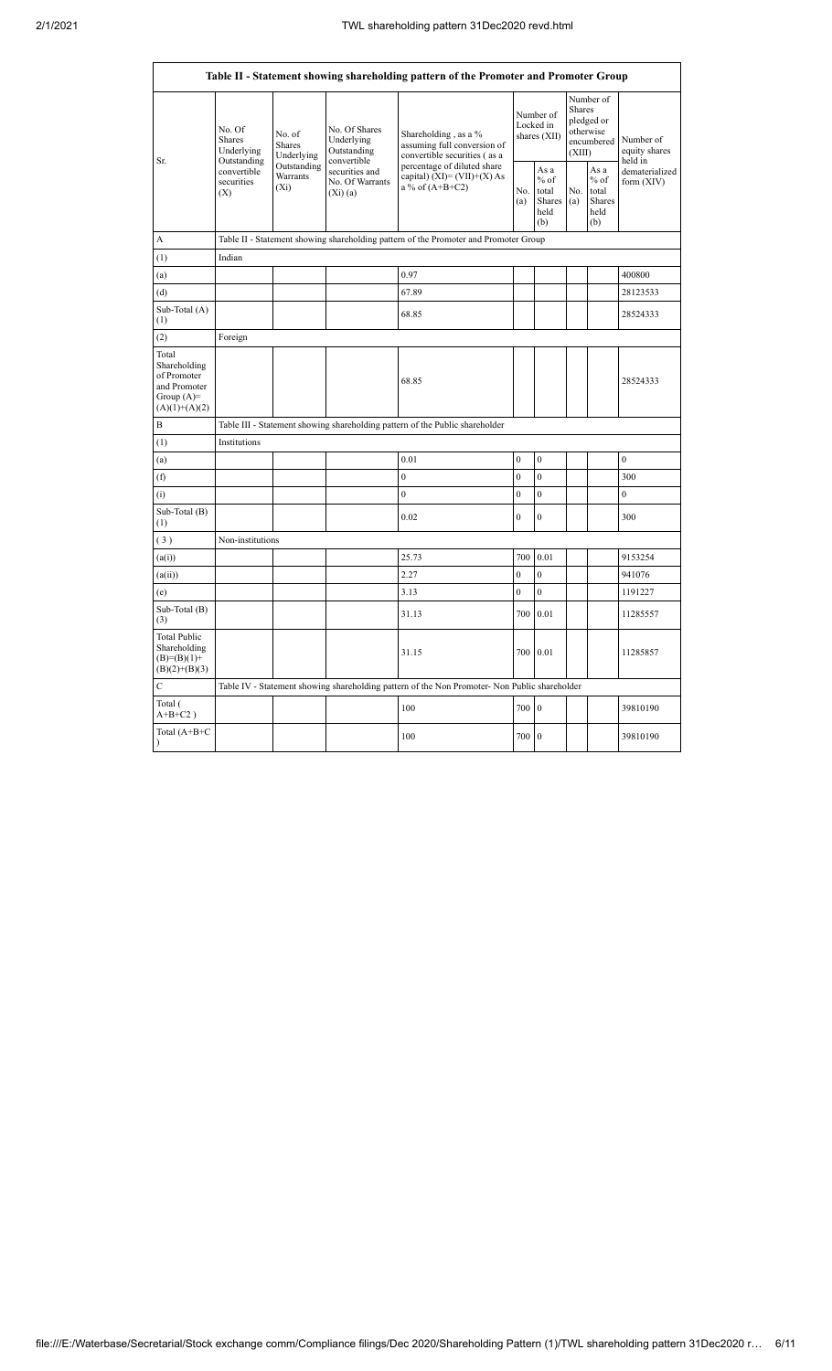| Table II - Statement showing shareholding pattern of the Promoter and Promoter Group | | | | | | | | | |
|---|---|---|---|---|---|---|---|---|---|
| Sr. | No. Of Shares Underlying Outstanding convertible securities (X) | No. of Shares Underlying Outstanding Warrants (Xi) | No. Of Shares Underlying Outstanding convertible securities and No. Of Warrants (Xi) (a) | Shareholding , as a % assuming full conversion of convertible securities ( as a percentage of diluted share capital) (XI)= (VII)+(X) As a % of (A+B+C2) | Number of Locked in shares (XII) | | Number of Shares pledged or otherwise encumbered (XIII) | | Number of equity shares held in dematerialized form (XIV) |
| | | | | | No. (a) | As a % of total Shares held (b) | No. (a) | As a % of total Shares held (b) | |
| A | Table II - Statement showing shareholding pattern of the Promoter and Promoter Group | | | | | | | | |
| (1) | Indian | | | | | | | | |
| (a) | | | | 0.97 | | | | | 400800 |
| (d) | | | | 67.89 | | | | | 28123533 |
| Sub-Total (A) (1) | | | | 68.85 | | | | | 28524333 |
| (2) | Foreign | | | | | | | | |
| Total Shareholding of Promoter and Promoter Group (A)= (A)(1)+(A)(2) | | | | 68.85 | | | | | 28524333 |
| B | Table III - Statement showing shareholding pattern of the Public shareholder | | | | | | | | |
| (1) | Institutions | | | | | | | | |
| (a) | | | | 0.01 | 0 | 0 | | | 0 |
| (f) | | | | 0 | 0 | 0 | | | 300 |
| (i) | | | | 0 | 0 | 0 | | | 0 |
| Sub-Total (B) (1) | | | | 0.02 | 0 | 0 | | | 300 |
| (3) | Non-institutions | | | | | | | | |
| (a(i)) | | | | 25.73 | 700 | 0.01 | | | 9153254 |
| (a(ii)) | | | | 2.27 | 0 | 0 | | | 941076 |
| (e) | | | | 3.13 | 0 | 0 | | | 1191227 |
| Sub-Total (B) (3) | | | | 31.13 | 700 | 0.01 | | | 11285557 |
| Total Public Shareholding (B)=(B)(1)+(B)(2)+(B)(3) | | | | 31.15 | 700 | 0.01 | | | 11285857 |
| C | Table IV - Statement showing shareholding pattern of the Non Promoter- Non Public shareholder | | | | | | | | |
| Total ( A+B+C2 ) | | | | 100 | 700 | 0 | | | 39810190 |
| Total (A+B+C ) | | | | 100 | 700 | 0 | | | 39810190 |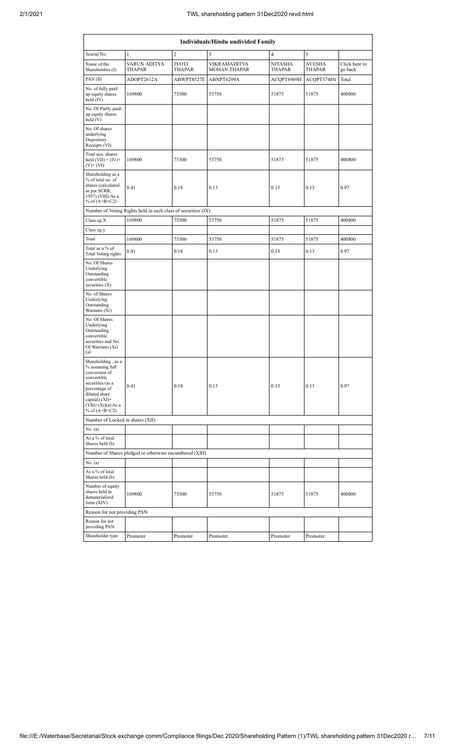| Individuals/Hindu undivided Family | | | | | | |
|---|---|---|---|---|---|---|
| Searial No. | 1 | 2 | 3 | 4 | 5 | |
| Name of the Shareholders (I) | VARUN ADITYA THAPAR | JYOTI THAPAR | VIKRAMADITYA MOHAN THAPAR | NITASHA THAPAR | AYESHA THAPAR | Click here to go back |
| PAN (II) | ADOPT2612A | ABWPT8527E | ABNPT6299A | ACQPT6969H | ACQPT3748N | Total |
| No. of fully paid up equity shares held (IV) | 169800 | 73500 | 53750 | 51875 | 51875 | 400800 |
| No. Of Partly paid-up equity shares held (V) | | | | | | |
| No. Of shares underlying Depository Receipts (VI) | | | | | | |
| Total nos. shares held (VII) = (IV)+(V)+ (VI) | 169800 | 73500 | 53750 | 51875 | 51875 | 400800 |
| Shareholding as a % of total no. of shares (calculated as per SCRR, 1957) (VIII) As a % of (A+B+C2) | 0.41 | 0.18 | 0.13 | 0.13 | 0.13 | 0.97 |
| Number of Voting Rights held in each class of securities (IX) | | | | | | |
| Class eg:X | 169800 | 73500 | 53750 | 51875 | 51875 | 400800 |
| Class eg:y | | | | | | |
| Total | 169800 | 73500 | 53750 | 51875 | 51875 | 400800 |
| Total as a % of Total Voting rights | 0.41 | 0.18 | 0.13 | 0.13 | 0.13 | 0.97 |
| No. Of Shares Underlying Outstanding convertible securities (X) | | | | | | |
| No. of Shares Underlying Outstanding Warrants (Xi) | | | | | | |
| No. Of Shares Underlying Outstanding convertible securities and No. Of Warrants (Xi) (a) | | | | | | |
| Shareholding , as a % assuming full conversion of convertible securities (as a percentage of diluted share capital) (XI)= (VII)+(Xi)(a) As a % of (A+B+C2) | 0.41 | 0.18 | 0.13 | 0.13 | 0.13 | 0.97 |
| Number of Locked in shares (XII) | | | | | | |
| No. (a) | | | | | | |
| As a % of total Shares held (b) | | | | | | |
| Number of Shares pledged or otherwise encumbered (XIII) | | | | | | |
| No. (a) | | | | | | |
| As a % of total Shares held (b) | | | | | | |
| Number of equity shares held in dematerialized form (XIV) | 169800 | 73500 | 53750 | 51875 | 51875 | 400800 |
| Reason for not providing PAN | | | | | | |
| Reason for not providing PAN | | | | | | |
| Shareholder type | Promoter | Promoter | Promoter | Promoter | Promoter | |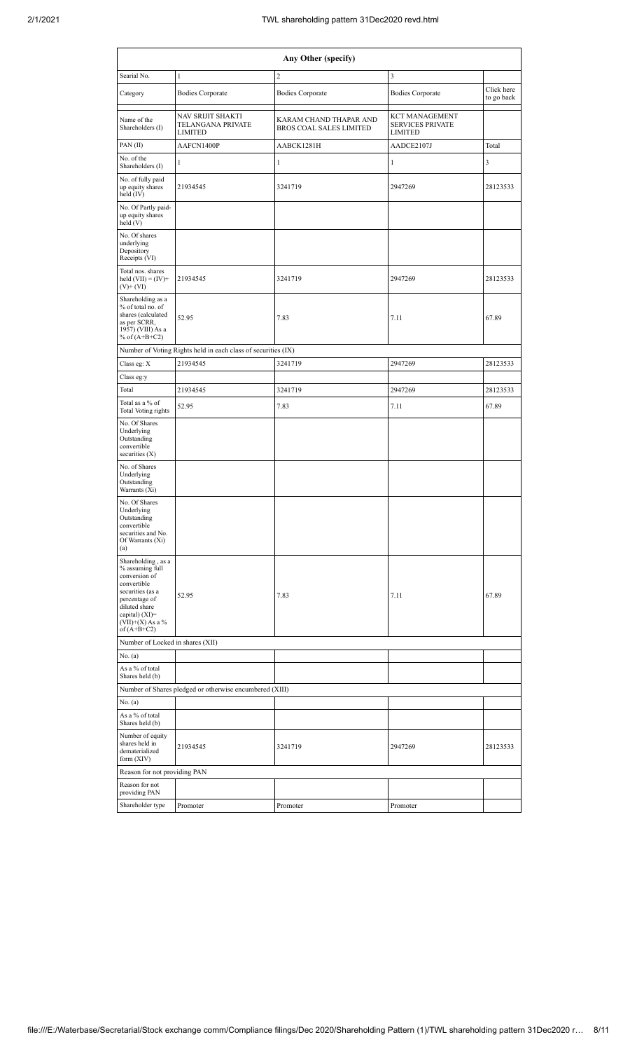| Any Other (specify) | | | | |
|---|---|---|---|---|
| Searial No. | 1 | 2 | 3 | |
| Category | Bodies Corporate | Bodies Corporate | Bodies Corporate | Click here to go back |
| Name of the Shareholders (I) | NAV SRIJIT SHAKTI TELANGANA PRIVATE LIMITED | KARAM CHAND THAPAR AND BROS COAL SALES LIMITED | KCT MANAGEMENT SERVICES PRIVATE LIMITED | |
| PAN (II) | AAFCN1400P | AABCK1281H | AADCE2107J | Total |
| No. of the Shareholders (I) | 1 | 1 | 1 | 3 |
| No. of fully paid up equity shares held (IV) | 21934545 | 3241719 | 2947269 | 28123533 |
| No. Of Partly paid-up equity shares held (V) | | | | |
| No. Of shares underlying Depository Receipts (VI) | | | | |
| Total nos. shares held (VII) = (IV)+(V)+ (VI) | 21934545 | 3241719 | 2947269 | 28123533 |
| Shareholding as a % of total no. of shares (calculated as per SCRR, 1957) (VIII) As a % of (A+B+C2) | 52.95 | 7.83 | 7.11 | 67.89 |
| Number of Voting Rights held in each class of securities (IX) | | | | |
| Class eg: X | 21934545 | 3241719 | 2947269 | 28123533 |
| Class eg:y | | | | |
| Total | 21934545 | 3241719 | 2947269 | 28123533 |
| Total as a % of Total Voting rights | 52.95 | 7.83 | 7.11 | 67.89 |
| No. Of Shares Underlying Outstanding convertible securities (X) | | | | |
| No. of Shares Underlying Outstanding Warrants (Xi) | | | | |
| No. Of Shares Underlying Outstanding convertible securities and No. Of Warrants (Xi) (a) | | | | |
| Shareholding , as a % assuming full conversion of convertible securities (as a percentage of diluted share capital) (XI)= (VII)+(X) As a % of (A+B+C2) | 52.95 | 7.83 | 7.11 | 67.89 |
| Number of Locked in shares (XII) | | | | |
| No. (a) | | | | |
| As a % of total Shares held (b) | | | | |
| Number of Shares pledged or otherwise encumbered (XIII) | | | | |
| No. (a) | | | | |
| As a % of total Shares held (b) | | | | |
| Number of equity shares held in dematerialized form (XIV) | 21934545 | 3241719 | 2947269 | 28123533 |
| Reason for not providing PAN | | | | |
| Reason for not providing PAN | | | | |
| Shareholder type | Promoter | Promoter | Promoter | |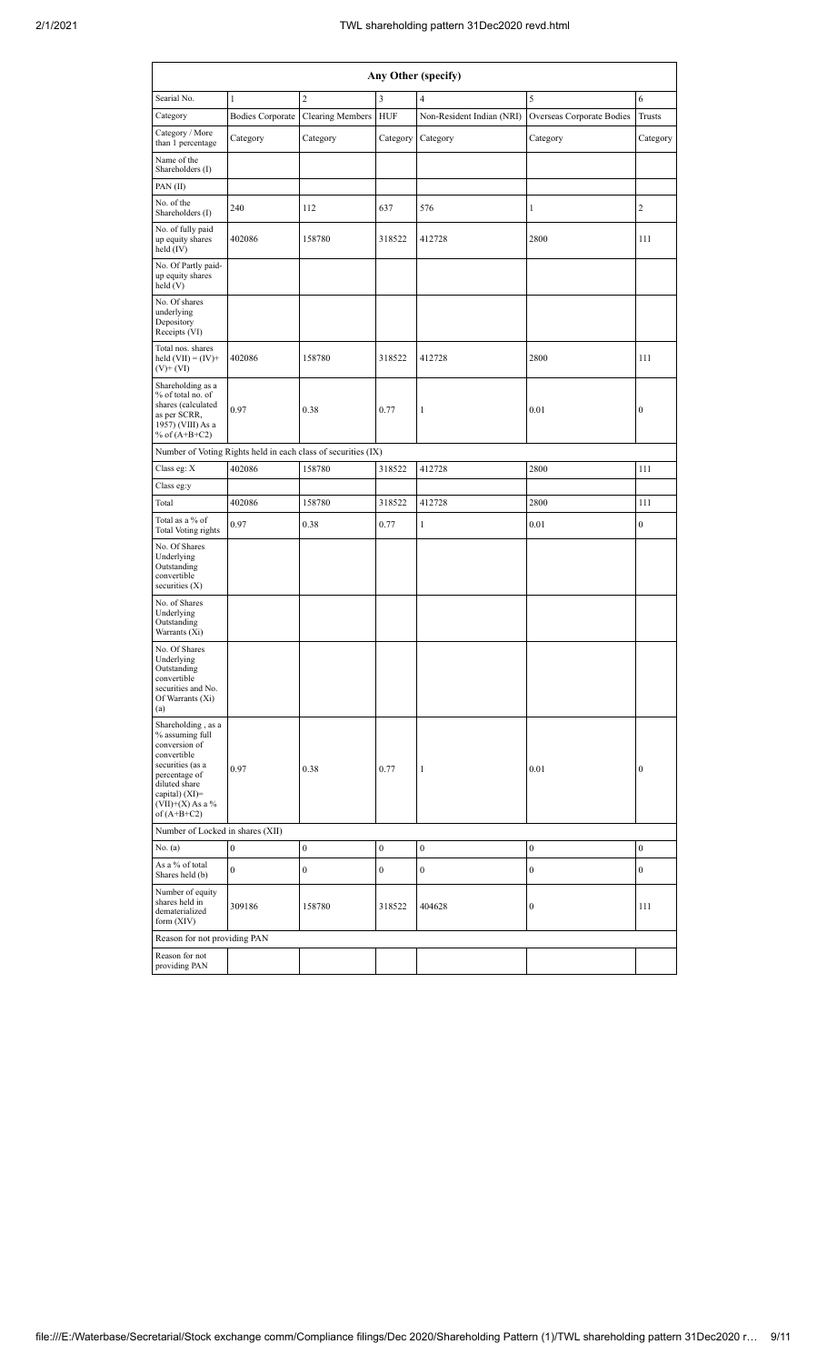| Any Other (specify) | | | | | | |
|---|---|---|---|---|---|---|
| Searial No. | 1 | 2 | 3 | 4 | 5 | 6 |
| Category | Bodies Corporate | Clearing Members | HUF | Non-Resident Indian (NRI) | Overseas Corporate Bodies | Trusts |
| Category / More than 1 percentage | Category | Category | Category | Category | Category | Category |
| Name of the Shareholders (I) | | | | | | |
| PAN (II) | | | | | | |
| No. of the Shareholders (I) | 240 | 112 | 637 | 576 | 1 | 2 |
| No. of fully paid up equity shares held (IV) | 402086 | 158780 | 318522 | 412728 | 2800 | 111 |
| No. Of Partly paid-up equity shares held (V) | | | | | | |
| No. Of shares underlying Depository Receipts (VI) | | | | | | |
| Total nos. shares held (VII) = (IV)+ (V)+ (VI) | 402086 | 158780 | 318522 | 412728 | 2800 | 111 |
| Shareholding as a % of total no. of shares (calculated as per SCRR, 1957) (VIII) As a % of (A+B+C2) | 0.97 | 0.38 | 0.77 | 1 | 0.01 | 0 |
| Number of Voting Rights held in each class of securities (IX) | | | | | | |
| Class eg: X | 402086 | 158780 | 318522 | 412728 | 2800 | 111 |
| Class eg:y | | | | | | |
| Total | 402086 | 158780 | 318522 | 412728 | 2800 | 111 |
| Total as a % of Total Voting rights | 0.97 | 0.38 | 0.77 | 1 | 0.01 | 0 |
| No. Of Shares Underlying Outstanding convertible securities (X) | | | | | | |
| No. of Shares Underlying Outstanding Warrants (Xi) | | | | | | |
| No. Of Shares Underlying Outstanding convertible securities and No. Of Warrants (Xi) (a) | | | | | | |
| Shareholding , as a % assuming full conversion of convertible securities (as a percentage of diluted share capital) (XI)= (VII)+(X) As a % of (A+B+C2) | 0.97 | 0.38 | 0.77 | 1 | 0.01 | 0 |
| Number of Locked in shares (XII) | | | | | | |
| No. (a) | 0 | 0 | 0 | 0 | 0 | 0 |
| As a % of total Shares held (b) | 0 | 0 | 0 | 0 | 0 | 0 |
| Number of equity shares held in dematerialized form (XIV) | 309186 | 158780 | 318522 | 404628 | 0 | 111 |
| Reason for not providing PAN | | | | | | |
| Reason for not providing PAN | | | | | | |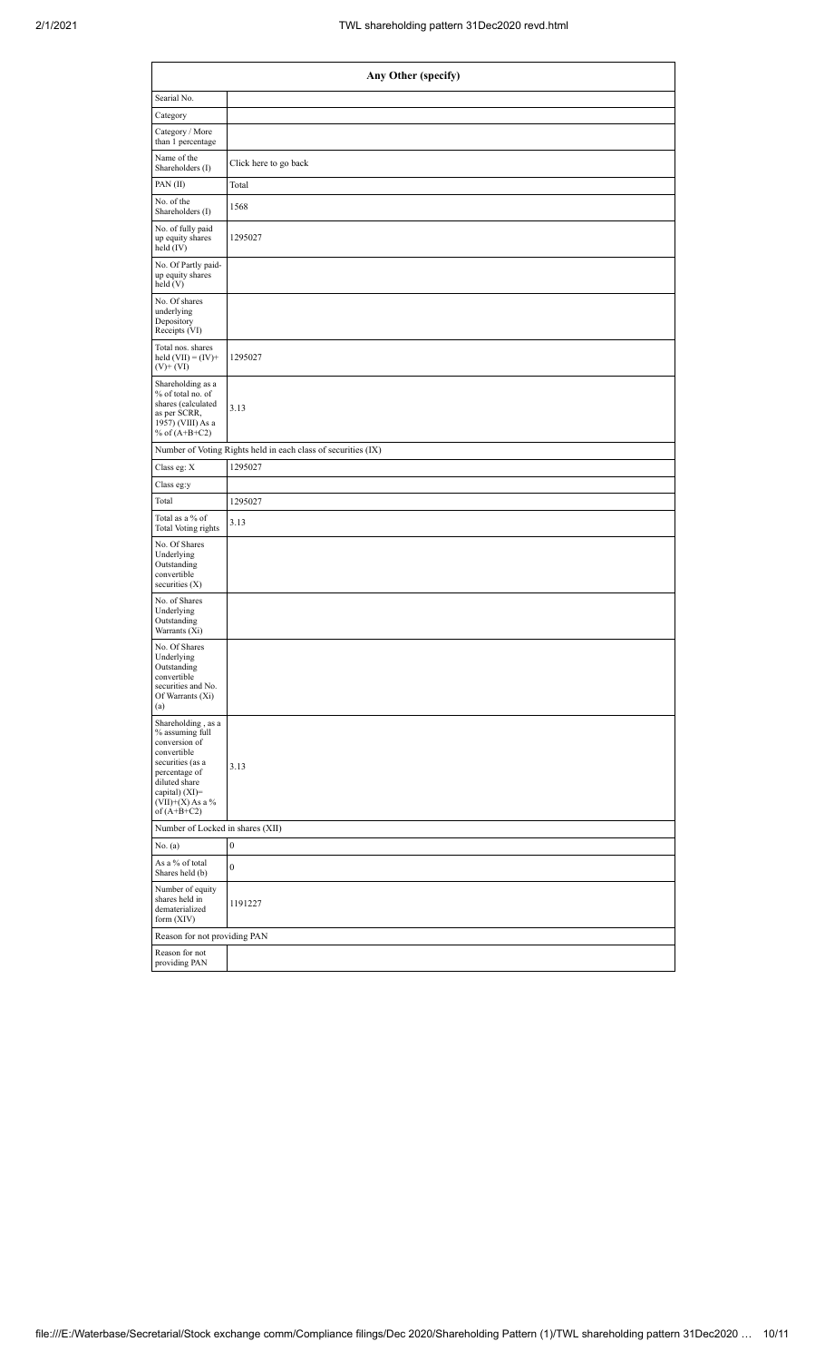| Any Other (specify) | |
|---|---|
| Searial No. | |
| Category | |
| Category / More than 1 percentage | |
| Name of the Shareholders (I) | Click here to go back |
| PAN (II) | Total |
| No. of the Shareholders (I) | 1568 |
| No. of fully paid up equity shares held (IV) | 1295027 |
| No. Of Partly paid-up equity shares held (V) | |
| No. Of shares underlying Depository Receipts (VI) | |
| Total nos. shares held (VII) = (IV)+ (V)+ (VI) | 1295027 |
| Shareholding as a % of total no. of shares (calculated as per SCRR, 1957) (VIII) As a % of (A+B+C2) | 3.13 |
| Number of Voting Rights held in each class of securities (IX) | |
| Class eg: X | 1295027 |
| Class eg:y | |
| Total | 1295027 |
| Total as a % of Total Voting rights | 3.13 |
| No. Of Shares Underlying Outstanding convertible securities (X) | |
| No. of Shares Underlying Outstanding Warrants (Xi) | |
| No. Of Shares Underlying Outstanding convertible securities and No. Of Warrants (Xi) (a) | |
| Shareholding , as a % assuming full conversion of convertible securities (as a percentage of diluted share capital) (XI)= (VII)+(X) As a % of (A+B+C2) | 3.13 |
| Number of Locked in shares (XII) | |
| No. (a) | 0 |
| As a % of total Shares held (b) | 0 |
| Number of equity shares held in dematerialized form (XIV) | 1191227 |
| Reason for not providing PAN | |
| Reason for not providing PAN | |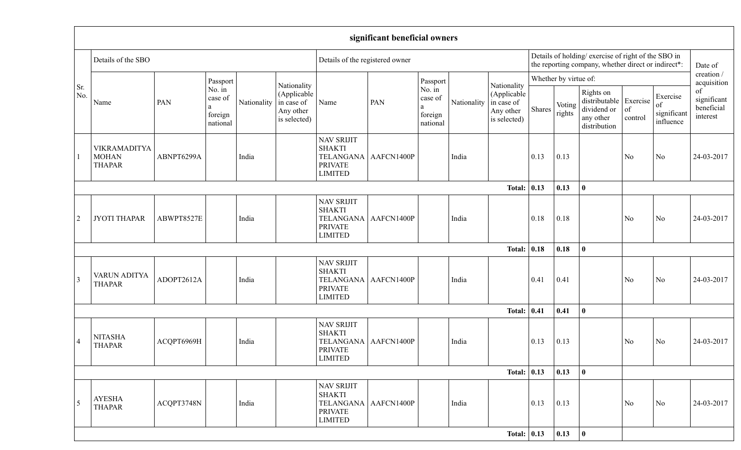| significant beneficial owners | | | | | | | | | | | | | | | | |
|---|---|---|---|---|---|---|---|---|---|---|---|---|---|---|---|---|
| Sr. No. | Details of the SBO | | | | | Details of the registered owner | | | | | Details of holding/ exercise of right of the SBO in the reporting company, whether direct or indirect*: | | | | | Date of creation / acquisition of significant beneficial interest |
| | Name | PAN | Passport No. in case of a foreign national | Nationality | Nationality (Applicable in case of Any other is selected) | Name | PAN | Passport No. in case of a foreign national | Nationality | Nationality (Applicable in case of Any other is selected) | Whether by virtue of: Shares | Voting rights | Rights on distributable dividend or any other distribution | Exercise of control | Exercise of significant influence | |
| 1 | VIKRAMADITYA MOHAN THAPAR | ABNPT6299A | | India | | NAV SRIJIT SHAKTI TELANGANA PRIVATE LIMITED | AAFCN1400P | | India | | 0.13 | 0.13 | | No | No | 24-03-2017 |
| | | | | | | | | | | **Total:** | **0.13** | **0.13** | **0** | | | |
| 2 | JYOTI THAPAR | ABWPT8527E | | India | | NAV SRIJIT SHAKTI TELANGANA PRIVATE LIMITED | AAFCN1400P | | India | | 0.18 | 0.18 | | No | No | 24-03-2017 |
| | | | | | | | | | | **Total:** | **0.18** | **0.18** | **0** | | | |
| 3 | VARUN ADITYA THAPAR | ADOPT2612A | | India | | NAV SRIJIT SHAKTI TELANGANA PRIVATE LIMITED | AAFCN1400P | | India | | 0.41 | 0.41 | | No | No | 24-03-2017 |
| | | | | | | | | | | **Total:** | **0.41** | **0.41** | **0** | | | |
| 4 | NITASHA THAPAR | ACQPT6969H | | India | | NAV SRIJIT SHAKTI TELANGANA PRIVATE LIMITED | AAFCN1400P | | India | | 0.13 | 0.13 | | No | No | 24-03-2017 |
| | | | | | | | | | | **Total:** | **0.13** | **0.13** | **0** | | | |
| 5 | AYESHA THAPAR | ACQPT3748N | | India | | NAV SRIJIT SHAKTI TELANGANA PRIVATE LIMITED | AAFCN1400P | | India | | 0.13 | 0.13 | | No | No | 24-03-2017 |
| | | | | | | | | | | **Total:** | **0.13** | **0.13** | **0** | | | |